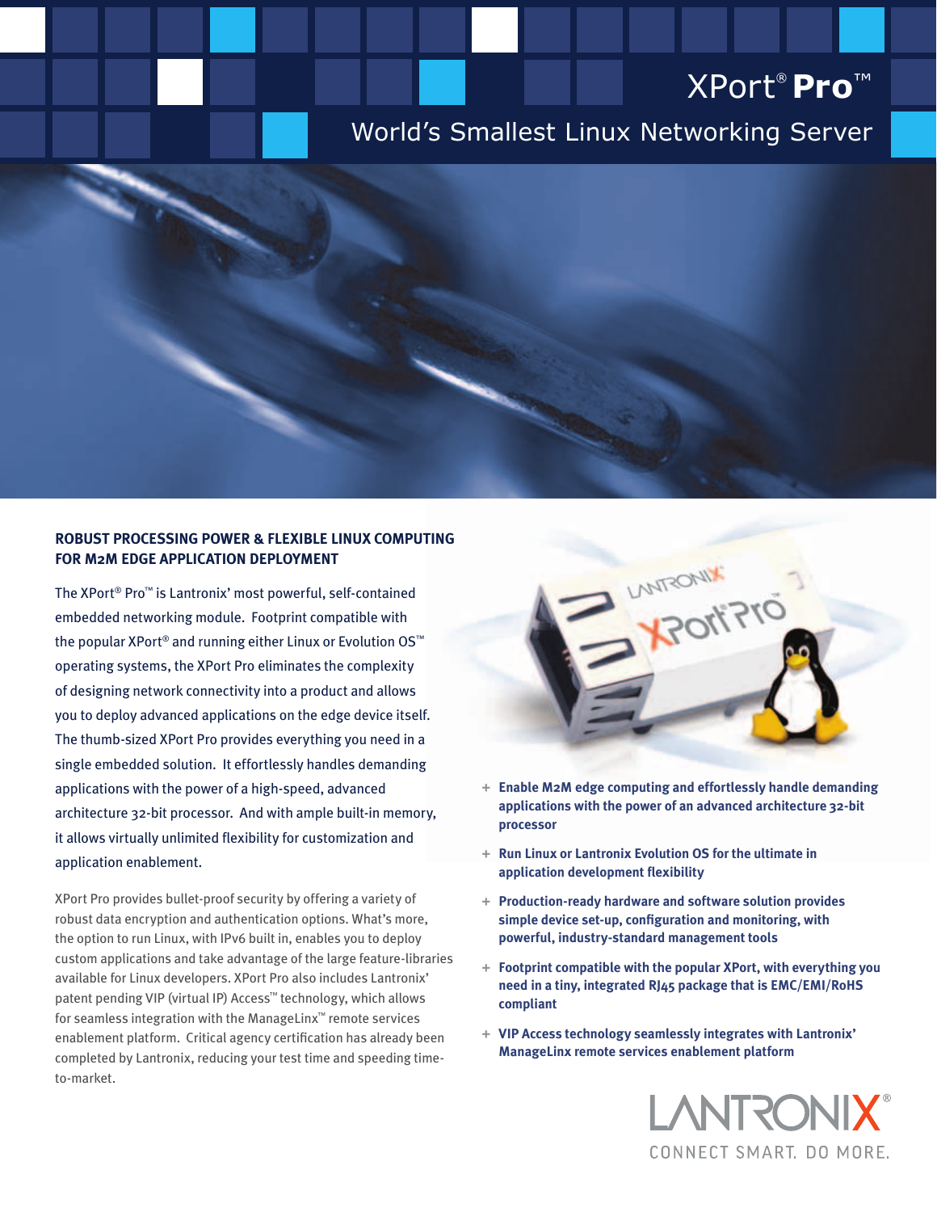# XPort® Pro™

## World's Smallest Linux Networking Server

### ROBUST PROCESSING POWER & FLEXIBLE LINUX COMPUTING FOR M2M EDGE APPLICATION DEPLOYMENT

The XPort® Pro™ is Lantronix' most powerful, self-contained embedded networking module. Footprint compatible with the popular XPort® and running either Linux or Evolution OS™ operating systems, the XPort Pro eliminates the complexity of designing network connectivity into a product and allows you to deploy advanced applications on the edge device itself. The thumb-sized XPort Pro provides everything you need in a single embedded solution. It effortlessly handles demanding applications with the power of a high-speed, advanced architecture 32-bit processor. And with ample built-in memory, it allows virtually unlimited flexibility for customization and application enablement.

XPort Pro provides bullet-proof security by offering a variety of robust data encryption and authentication options. What's more, the option to run Linux, with IPv6 built in, enables you to deploy custom applications and take advantage of the large feature-libraries available for Linux developers. XPort Pro also includes Lantronix' patent pending VIP (virtual IP) Access™ technology, which allows for seamless integration with the ManageLinx™ remote services enablement platform. Critical agency certification has already been completed by Lantronix, reducing your test time and speeding time-to-market.

- **Enable M2M edge computing and effortlessly handle demanding applications with the power of an advanced architecture 32-bit processor**
- **Run Linux or Lantronix Evolution OS for the ultimate in application development flexibility**
- **Production-ready hardware and software solution provides simple device set-up, configuration and monitoring, with powerful, industry-standard management tools**
- **Footprint compatible with the popular XPort, with everything you need in a tiny, integrated RJ45 package that is EMC/EMI/RoHS compliant**
- **VIP Access technology seamlessly integrates with Lantronix' ManageLinx remote services enablement platform**

LANTRONIX®

CONNECT SMART. DO MORE.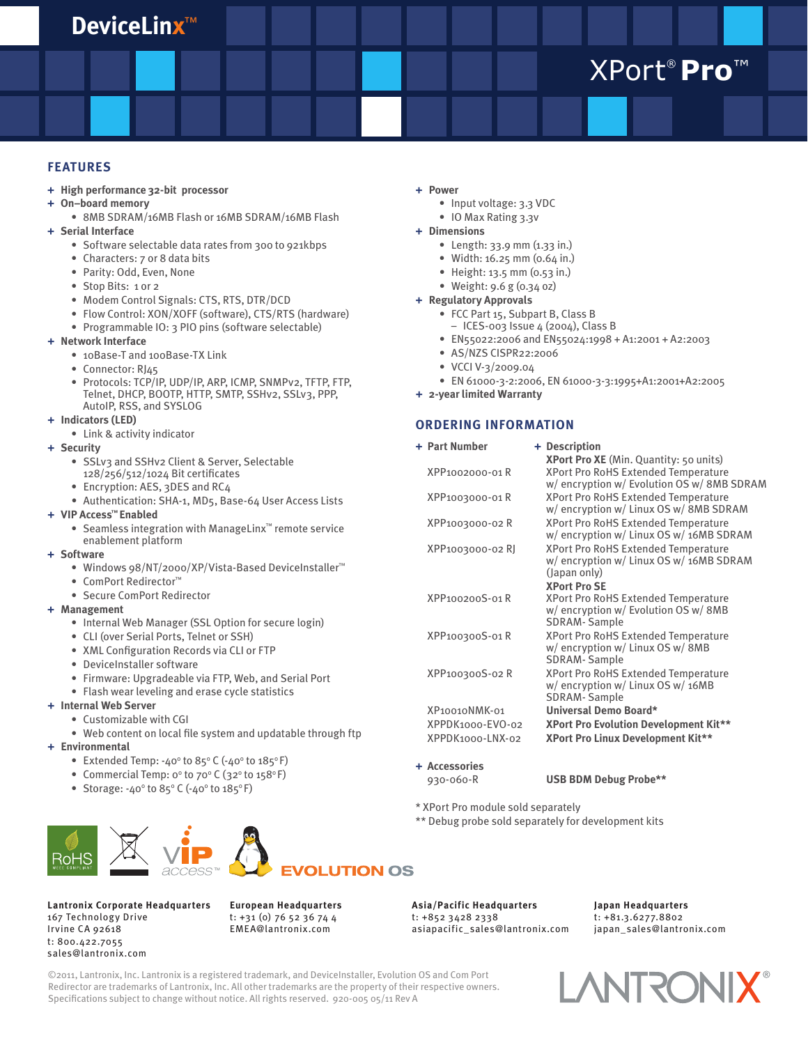DeviceLinx™

# XPort® Pro™

## FEATURES

+ **High performance 32-bit processor**
+ **On–board memory**
  - 8MB SDRAM/16MB Flash or 16MB SDRAM/16MB Flash
+ **Serial Interface**
  - Software selectable data rates from 300 to 921kbps
  - Characters: 7 or 8 data bits
  - Parity: Odd, Even, None
  - Stop Bits: 1 or 2
  - Modem Control Signals: CTS, RTS, DTR/DCD
  - Flow Control: XON/XOFF (software), CTS/RTS (hardware)
  - Programmable IO: 3 PIO pins (software selectable)
+ **Network Interface**
  - 10Base-T and 100Base-TX Link
  - Connector: RJ45
  - Protocols: TCP/IP, UDP/IP, ARP, ICMP, SNMPv2, TFTP, FTP, Telnet, DHCP, BOOTP, HTTP, SMTP, SSHv2, SSLv3, PPP, AutoIP, RSS, and SYSLOG
+ **Indicators (LED)**
  - Link & activity indicator
+ **Security**
  - SSLv3 and SSHv2 Client & Server, Selectable 128/256/512/1024 Bit certificates
  - Encryption: AES, 3DES and RC4
  - Authentication: SHA-1, MD5, Base-64 User Access Lists
+ **VIP Access™ Enabled**
  - Seamless integration with ManageLinx™ remote service enablement platform
+ **Software**
  - Windows 98/NT/2000/XP/Vista-Based DeviceInstaller™
  - ComPort Redirector™
  - Secure ComPort Redirector
+ **Management**
  - Internal Web Manager (SSL Option for secure login)
  - CLI (over Serial Ports, Telnet or SSH)
  - XML Configuration Records via CLI or FTP
  - DeviceInstaller software
  - Firmware: Upgradeable via FTP, Web, and Serial Port
  - Flash wear leveling and erase cycle statistics
+ **Internal Web Server**
  - Customizable with CGI
  - Web content on local file system and updatable through ftp
+ **Environmental**
  - Extended Temp: -40° to 85° C (-40° to 185° F)
  - Commercial Temp: 0° to 70° C (32° to 158° F)
  - Storage: -40° to 85° C (-40° to 185° F)
+ **Power**
  - Input voltage: 3.3 VDC
  - IO Max Rating 3.3v
+ **Dimensions**
  - Length: 33.9 mm (1.33 in.)
  - Width: 16.25 mm (0.64 in.)
  - Height: 13.5 mm (0.53 in.)
  - Weight: 9.6 g (0.34 oz)
+ **Regulatory Approvals**
  - FCC Part 15, Subpart B, Class B
    - ICES-003 Issue 4 (2004), Class B
  - EN55022:2006 and EN55024:1998 + A1:2001 + A2:2003
  - AS/NZS CISPR22:2006
  - VCCI V-3/2009.04
  - EN 61000-3-2:2006, EN 61000-3-3:1995+A1:2001+A2:2005
+ **2-year limited Warranty**

## ORDERING INFORMATION

| + Part Number | + Description |
|---|---|
| | **XPort Pro XE** (Min. Quantity: 50 units) |
| XPP1002000-01 R | XPort Pro RoHS Extended Temperature w/ encryption w/ Evolution OS w/ 8MB SDRAM |
| XPP1003000-01 R | XPort Pro RoHS Extended Temperature w/ encryption w/ Linux OS w/ 8MB SDRAM |
| XPP1003000-02 R | XPort Pro RoHS Extended Temperature w/ encryption w/ Linux OS w/ 16MB SDRAM |
| XPP1003000-02 RJ | XPort Pro RoHS Extended Temperature w/ encryption w/ Linux OS w/ 16MB SDRAM (Japan only) |
| | **XPort Pro SE** |
| XPP100200S-01 R | XPort Pro RoHS Extended Temperature w/ encryption w/ Evolution OS w/ 8MB SDRAM- Sample |
| XPP100300S-01 R | XPort Pro RoHS Extended Temperature w/ encryption w/ Linux OS w/ 8MB SDRAM- Sample |
| XPP100300S-02 R | XPort Pro RoHS Extended Temperature w/ encryption w/ Linux OS w/ 16MB SDRAM- Sample |
| XP10010NMK-01 | **Universal Demo Board*** |
| XPPDK1000-EVO-02 | **XPort Pro Evolution Development Kit**** |
| XPPDK1000-LNX-02 | **XPort Pro Linux Development Kit**** |

+ **Accessories**

| | |
|---|---|
| 930-060-R | **USB BDM Debug Probe**** |

\* XPort Pro module sold separately
** Debug probe sold separately for development kits

RoHS WEEE COMPLIANT — VIP access™ — EVOLUTION OS

**Lantronix Corporate Headquarters**
167 Technology Drive
Irvine CA 92618
t: 800.422.7055
sales@lantronix.com

**European Headquarters**
t: +31 (0) 76 52 36 74 4
EMEA@lantronix.com

**Asia/Pacific Headquarters**
t: +852 3428 2338
asiapacific_sales@lantronix.com

**Japan Headquarters**
t: +81.3.6277.8802
japan_sales@lantronix.com

©2011, Lantronix, Inc. Lantronix is a registered trademark, and DeviceInstaller, Evolution OS and Com Port Redirector are trademarks of Lantronix, Inc. All other trademarks are the property of their respective owners. Specifications subject to change without notice. All rights reserved. 920-005 05/11 Rev A

LANTRONIX®